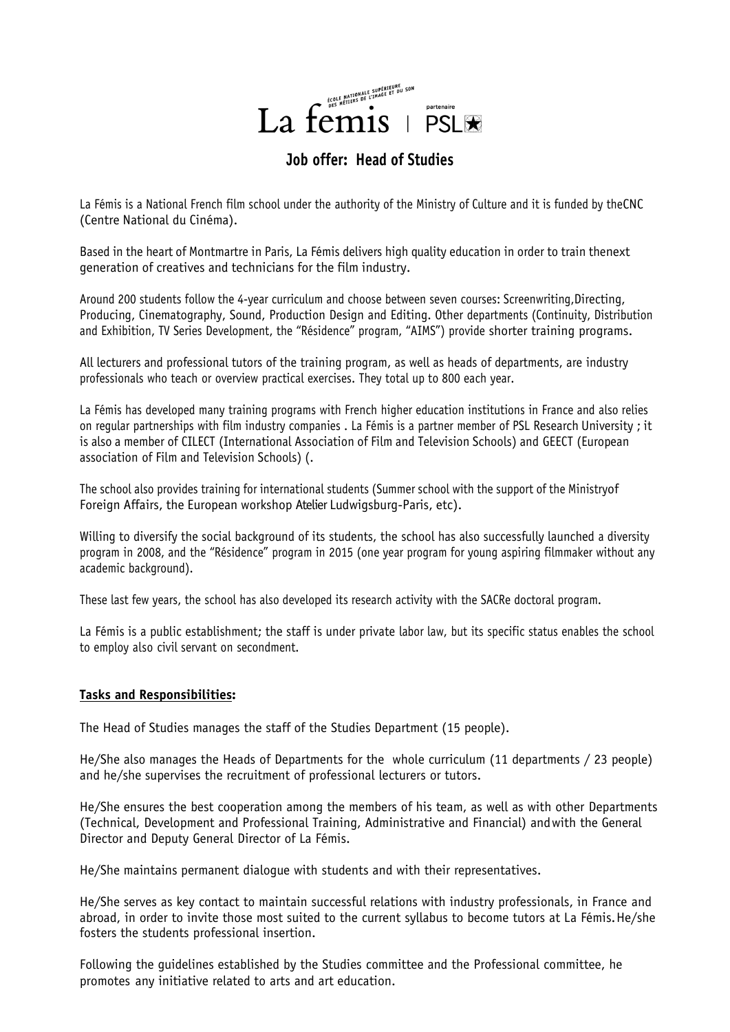ÉCOLE NATIONALE SUPÉRIEURE DES MÉTIERS DE L'IMAGE ET DU SON

La femis | partenaire PSL

## Job offer: Head of Studies

La Fémis is a National French film school under the authority of the Ministry of Culture and it is funded by theCNC (Centre National du Cinéma).

Based in the heart of Montmartre in Paris, La Fémis delivers high quality education in order to train thenext generation of creatives and technicians for the film industry.

Around 200 students follow the 4-year curriculum and choose between seven courses: Screenwriting,Directing, Producing, Cinematography, Sound, Production Design and Editing. Other departments (Continuity, Distribution and Exhibition, TV Series Development, the "Résidence" program, "AIMS") provide shorter training programs.

All lecturers and professional tutors of the training program, as well as heads of departments, are industry professionals who teach or overview practical exercises. They total up to 800 each year.

La Fémis has developed many training programs with French higher education institutions in France and also relies on regular partnerships with film industry companies . La Fémis is a partner member of PSL Research University ; it is also a member of CILECT (International Association of Film and Television Schools) and GEECT (European association of Film and Television Schools) (.

The school also provides training for international students (Summer school with the support of the Ministryof Foreign Affairs, the European workshop Atelier Ludwigsburg-Paris, etc).

Willing to diversify the social background of its students, the school has also successfully launched a diversity program in 2008, and the "Résidence" program in 2015 (one year program for young aspiring filmmaker without any academic background).

These last few years, the school has also developed its research activity with the SACRe doctoral program.

La Fémis is a public establishment; the staff is under private labor law, but its specific status enables the school to employ also civil servant on secondment.

**Tasks and Responsibilities:**

The Head of Studies manages the staff of the Studies Department (15 people).

He/She also manages the Heads of Departments for the whole curriculum (11 departments / 23 people) and he/she supervises the recruitment of professional lecturers or tutors.

He/She ensures the best cooperation among the members of his team, as well as with other Departments (Technical, Development and Professional Training, Administrative and Financial) andwith the General Director and Deputy General Director of La Fémis.

He/She maintains permanent dialogue with students and with their representatives.

He/She serves as key contact to maintain successful relations with industry professionals, in France and abroad, in order to invite those most suited to the current syllabus to become tutors at La Fémis. He/she fosters the students professional insertion.

Following the guidelines established by the Studies committee and the Professional committee, he promotes any initiative related to arts and art education.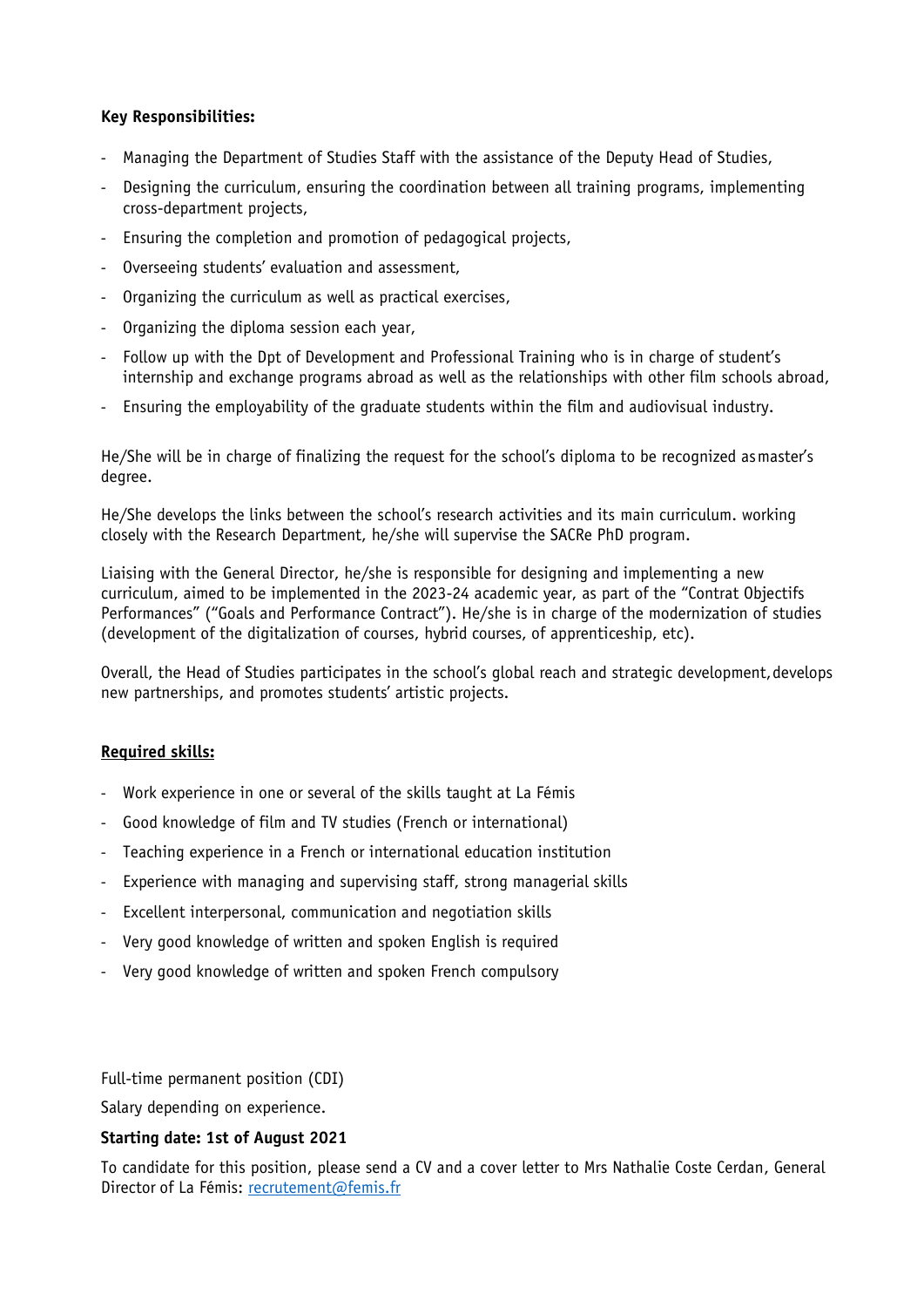**Key Responsibilities:**

- Managing the Department of Studies Staff with the assistance of the Deputy Head of Studies,
- Designing the curriculum, ensuring the coordination between all training programs, implementing cross-department projects,
- Ensuring the completion and promotion of pedagogical projects,
- Overseeing students' evaluation and assessment,
- Organizing the curriculum as well as practical exercises,
- Organizing the diploma session each year,
- Follow up with the Dpt of Development and Professional Training who is in charge of student's internship and exchange programs abroad as well as the relationships with other film schools abroad,
- Ensuring the employability of the graduate students within the film and audiovisual industry.

He/She will be in charge of finalizing the request for the school's diploma to be recognized as master's degree.

He/She develops the links between the school's research activities and its main curriculum. working closely with the Research Department, he/she will supervise the SACRe PhD program.

Liaising with the General Director, he/she is responsible for designing and implementing a new curriculum, aimed to be implemented in the 2023-24 academic year, as part of the "Contrat Objectifs Performances" ("Goals and Performance Contract"). He/she is in charge of the modernization of studies (development of the digitalization of courses, hybrid courses, of apprenticeship, etc).

Overall, the Head of Studies participates in the school's global reach and strategic development, develops new partnerships, and promotes students' artistic projects.

**Required skills:**

- Work experience in one or several of the skills taught at La Fémis
- Good knowledge of film and TV studies (French or international)
- Teaching experience in a French or international education institution
- Experience with managing and supervising staff, strong managerial skills
- Excellent interpersonal, communication and negotiation skills
- Very good knowledge of written and spoken English is required
- Very good knowledge of written and spoken French compulsory

Full-time permanent position (CDI)

Salary depending on experience.

**Starting date: 1st of August 2021**

To candidate for this position, please send a CV and a cover letter to Mrs Nathalie Coste Cerdan, General Director of La Fémis: recrutement@femis.fr